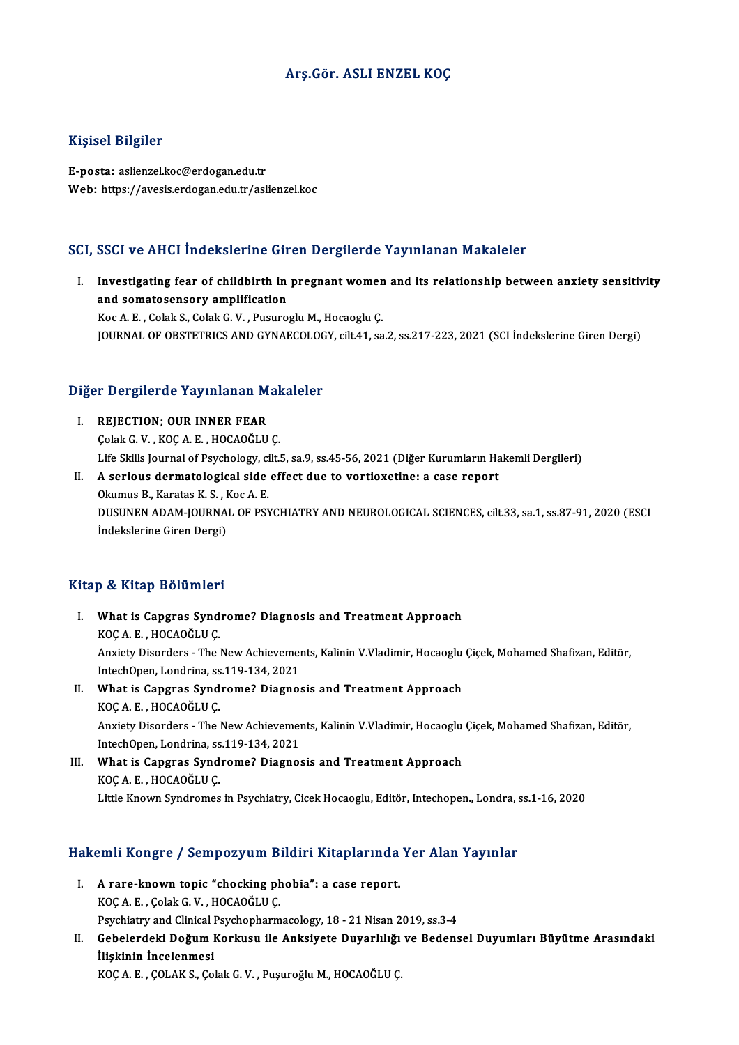# Arş.Gör. ASLI ENZEL KOÇ

## Kişisel Bilgiler

**E-posta:** aslienzel.koc@erdogan.edu.tr
**Web:** https://avesis.erdogan.edu.tr/aslienzel.koc

## SCI, SSCI ve AHCI İndekslerine Giren Dergilerde Yayınlanan Makaleler

I. **Investigating fear of childbirth in pregnant women and its relationship between anxiety sensitivity and somatosensory amplification**
Koc A. E. , Colak S., Colak G. V. , Pusuroglu M., Hocaoglu Ç.
JOURNAL OF OBSTETRICS AND GYNAECOLOGY, cilt.41, sa.2, ss.217-223, 2021 (SCI İndekslerine Giren Dergi)

## Diğer Dergilerde Yayınlanan Makaleler

I. **REJECTION; OUR INNER FEAR**
Çolak G. V. , KOÇ A. E. , HOCAOĞLU Ç.
Life Skills Journal of Psychology, cilt.5, sa.9, ss.45-56, 2021 (Diğer Kurumların Hakemli Dergileri)

II. **A serious dermatological side effect due to vortioxetine: a case report**
Okumus B., Karatas K. S. , Koc A. E.
DUSUNEN ADAM-JOURNAL OF PSYCHIATRY AND NEUROLOGICAL SCIENCES, cilt.33, sa.1, ss.87-91, 2020 (ESCI İndekslerine Giren Dergi)

## Kitap & Kitap Bölümleri

I. **What is Capgras Syndrome? Diagnosis and Treatment Approach**
KOÇ A. E. , HOCAOĞLU Ç.
Anxiety Disorders - The New Achievements, Kalinin V.Vladimir, Hocaoglu Çiçek, Mohamed Shafizan, Editör, IntechOpen, Londrina, ss.119-134, 2021

II. **What is Capgras Syndrome? Diagnosis and Treatment Approach**
KOÇ A. E. , HOCAOĞLU Ç.
Anxiety Disorders - The New Achievements, Kalinin V.Vladimir, Hocaoglu Çiçek, Mohamed Shafizan, Editör, IntechOpen, Londrina, ss.119-134, 2021

III. **What is Capgras Syndrome? Diagnosis and Treatment Approach**
KOÇ A. E. , HOCAOĞLU Ç.
Little Known Syndromes in Psychiatry, Cicek Hocaoglu, Editör, Intechopen., Londra, ss.1-16, 2020

## Hakemli Kongre / Sempozyum Bildiri Kitaplarında Yer Alan Yayınlar

I. **A rare-known topic "chocking phobia": a case report.**
KOÇ A. E. , Çolak G. V. , HOCAOĞLU Ç.
Psychiatry and Clinical Psychopharmacology, 18 - 21 Nisan 2019, ss.3-4

II. **Gebelerdeki Doğum Korkusu ile Anksiyete Duyarlılığı ve Bedensel Duyumları Büyütme Arasındaki İlişkinin İncelenmesi**
KOÇ A. E. , ÇOLAK S., Çolak G. V. , Puşuroğlu M., HOCAOĞLU Ç.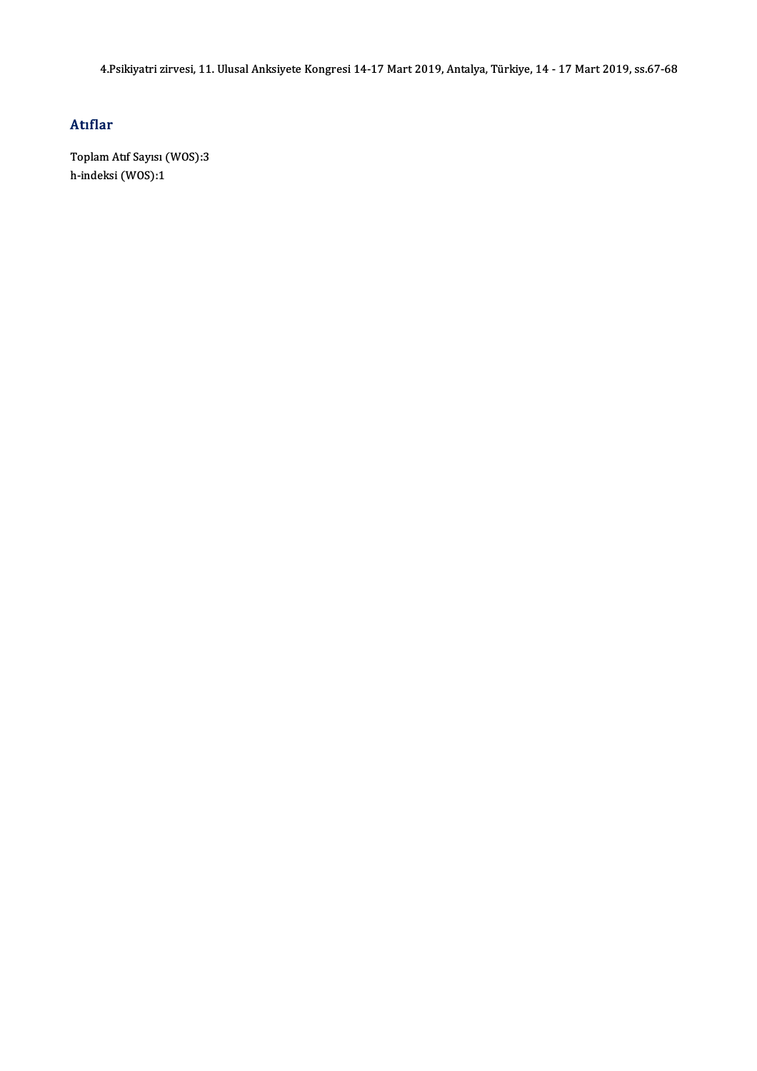4.Psikiyatri zirvesi, 11. Ulusal Anksiyete Kongresi 14-17 Mart 2019, Antalya, Türkiye, 14 - 17 Mart 2019, ss.67-68

## Atıflar

Toplam Atıf Sayısı (WOS):3
h-indeksi (WOS):1